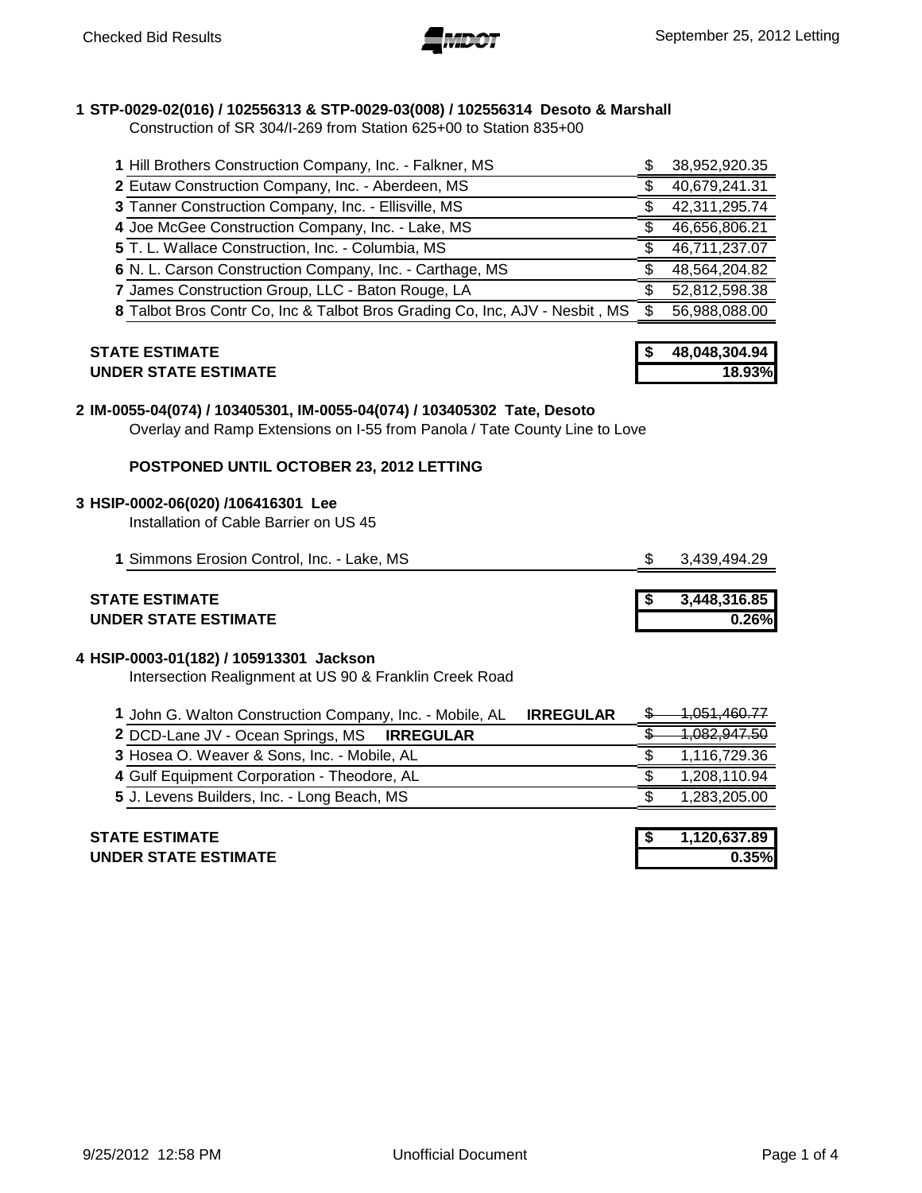# Checked Bid Results

September 25, 2012 Letting

## 1 STP-0029-02(016) / 102556313 & STP-0029-03(008) / 102556314 Desoto & Marshall

Construction of SR 304/I-269 from Station 625+00 to Station 835+00

| # | Bidder | Amount |
|---|---|---|
| 1 | Hill Brothers Construction Company, Inc. - Falkner, MS | $ 38,952,920.35 |
| 2 | Eutaw Construction Company, Inc. - Aberdeen, MS | $ 40,679,241.31 |
| 3 | Tanner Construction Company, Inc. - Ellisville, MS | $ 42,311,295.74 |
| 4 | Joe McGee Construction Company, Inc. - Lake, MS | $ 46,656,806.21 |
| 5 | T. L. Wallace Construction, Inc. - Columbia, MS | $ 46,711,237.07 |
| 6 | N. L. Carson Construction Company, Inc. - Carthage, MS | $ 48,564,204.82 |
| 7 | James Construction Group, LLC - Baton Rouge, LA | $ 52,812,598.38 |
| 8 | Talbot Bros Contr Co, Inc & Talbot Bros Grading Co, Inc, AJV - Nesbit , MS | $ 56,988,088.00 |

| | |
|---|---|
| **STATE ESTIMATE** | **$ 48,048,304.94** |
| **UNDER STATE ESTIMATE** | **18.93%** |

## 2 IM-0055-04(074) / 103405301, IM-0055-04(074) / 103405302 Tate, Desoto

Overlay and Ramp Extensions on I-55 from Panola / Tate County Line to Love

**POSTPONED UNTIL OCTOBER 23, 2012 LETTING**

## 3 HSIP-0002-06(020) /106416301 Lee

Installation of Cable Barrier on US 45

| # | Bidder | Amount |
|---|---|---|
| 1 | Simmons Erosion Control, Inc. - Lake, MS | $ 3,439,494.29 |

| | |
|---|---|
| **STATE ESTIMATE** | **$ 3,448,316.85** |
| **UNDER STATE ESTIMATE** | **0.26%** |

## 4 HSIP-0003-01(182) / 105913301 Jackson

Intersection Realignment at US 90 & Franklin Creek Road

| # | Bidder | Amount |
|---|---|---|
| 1 | John G. Walton Construction Company, Inc. - Mobile, AL **IRREGULAR** | ~~$ 1,051,460.77~~ |
| 2 | DCD-Lane JV - Ocean Springs, MS **IRREGULAR** | ~~$ 1,082,947.50~~ |
| 3 | Hosea O. Weaver & Sons, Inc. - Mobile, AL | $ 1,116,729.36 |
| 4 | Gulf Equipment Corporation - Theodore, AL | $ 1,208,110.94 |
| 5 | J. Levens Builders, Inc. - Long Beach, MS | $ 1,283,205.00 |

| | |
|---|---|
| **STATE ESTIMATE** | **$ 1,120,637.89** |
| **UNDER STATE ESTIMATE** | **0.35%** |

9/25/2012 12:58 PM — Unofficial Document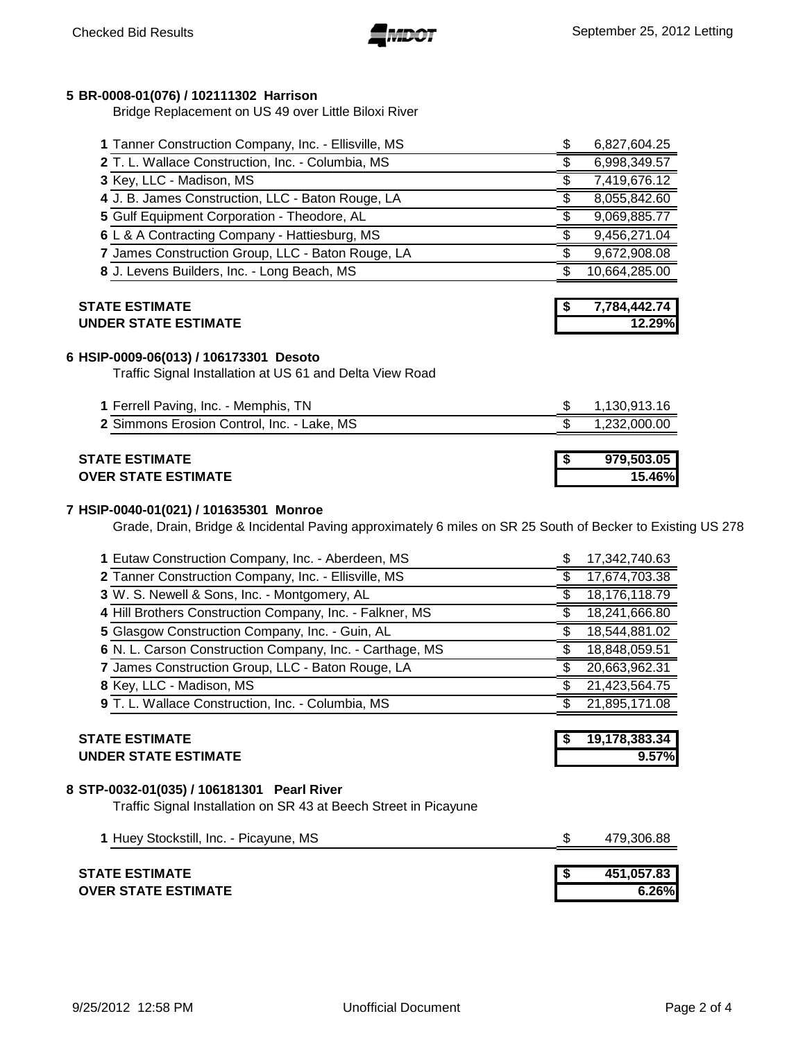## 5 BR-0008-01(076) / 102111302 Harrison

Bridge Replacement on US 49 over Little Biloxi River

| Rank | Bidder | Amount |
|---|---|---|
| 1 | Tanner Construction Company, Inc. - Ellisville, MS | $ 6,827,604.25 |
| 2 | T. L. Wallace Construction, Inc. - Columbia, MS | $ 6,998,349.57 |
| 3 | Key, LLC - Madison, MS | $ 7,419,676.12 |
| 4 | J. B. James Construction, LLC - Baton Rouge, LA | $ 8,055,842.60 |
| 5 | Gulf Equipment Corporation - Theodore, AL | $ 9,069,885.77 |
| 6 | L & A Contracting Company - Hattiesburg, MS | $ 9,456,271.04 |
| 7 | James Construction Group, LLC - Baton Rouge, LA | $ 9,672,908.08 |
| 8 | J. Levens Builders, Inc. - Long Beach, MS | $ 10,664,285.00 |

**STATE ESTIMATE** **$ 7,784,442.74**
**UNDER STATE ESTIMATE** **12.29%**

## 6 HSIP-0009-06(013) / 106173301 Desoto

Traffic Signal Installation at US 61 and Delta View Road

| Rank | Bidder | Amount |
|---|---|---|
| 1 | Ferrell Paving, Inc. - Memphis, TN | $ 1,130,913.16 |
| 2 | Simmons Erosion Control, Inc. - Lake, MS | $ 1,232,000.00 |

**STATE ESTIMATE** **$ 979,503.05**
**OVER STATE ESTIMATE** **15.46%**

## 7 HSIP-0040-01(021) / 101635301 Monroe

Grade, Drain, Bridge & Incidental Paving approximately 6 miles on SR 25 South of Becker to Existing US 278

| Rank | Bidder | Amount |
|---|---|---|
| 1 | Eutaw Construction Company, Inc. - Aberdeen, MS | $ 17,342,740.63 |
| 2 | Tanner Construction Company, Inc. - Ellisville, MS | $ 17,674,703.38 |
| 3 | W. S. Newell & Sons, Inc. - Montgomery, AL | $ 18,176,118.79 |
| 4 | Hill Brothers Construction Company, Inc. - Falkner, MS | $ 18,241,666.80 |
| 5 | Glasgow Construction Company, Inc. - Guin, AL | $ 18,544,881.02 |
| 6 | N. L. Carson Construction Company, Inc. - Carthage, MS | $ 18,848,059.51 |
| 7 | James Construction Group, LLC - Baton Rouge, LA | $ 20,663,962.31 |
| 8 | Key, LLC - Madison, MS | $ 21,423,564.75 |
| 9 | T. L. Wallace Construction, Inc. - Columbia, MS | $ 21,895,171.08 |

**STATE ESTIMATE** **$ 19,178,383.34**
**UNDER STATE ESTIMATE** **9.57%**

## 8 STP-0032-01(035) / 106181301 Pearl River

Traffic Signal Installation on SR 43 at Beech Street in Picayune

| Rank | Bidder | Amount |
|---|---|---|
| 1 | Huey Stockstill, Inc. - Picayune, MS | $ 479,306.88 |

**STATE ESTIMATE** **$ 451,057.83**
**OVER STATE ESTIMATE** **6.26%**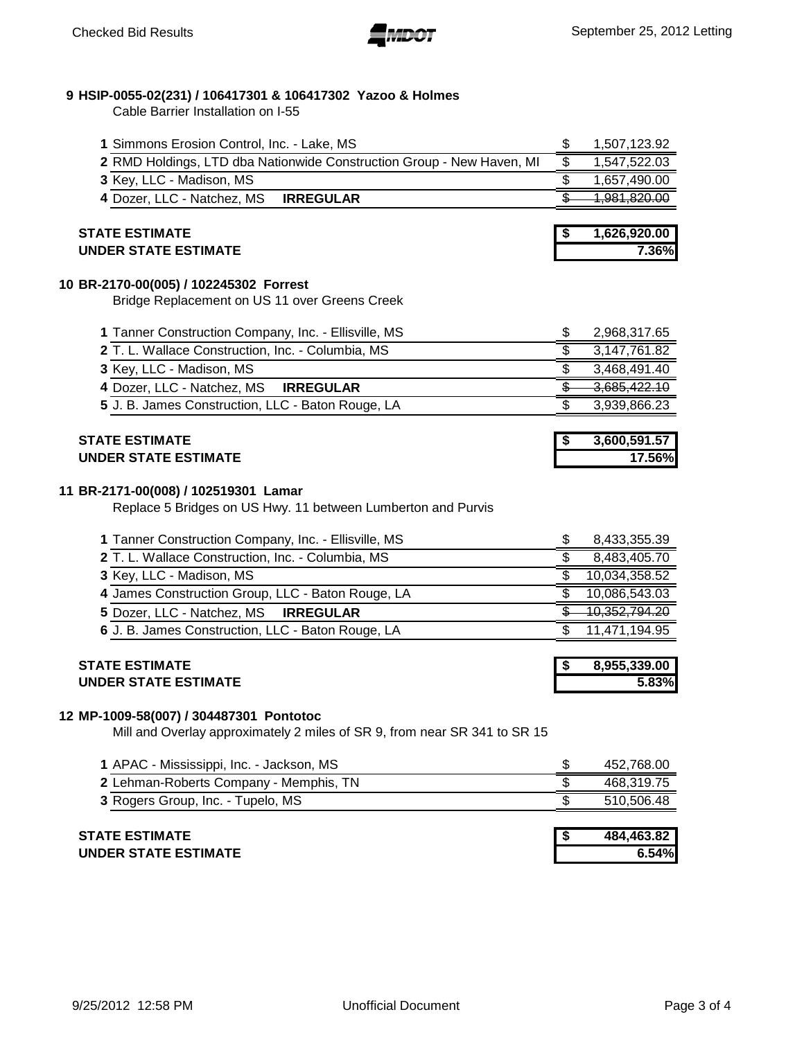## 9 HSIP-0055-02(231) / 106417301 & 106417302 Yazoo & Holmes

Cable Barrier Installation on I-55

| | Bidder | Amount |
|---|---|---|
| 1 | Simmons Erosion Control, Inc. - Lake, MS | $ 1,507,123.92 |
| 2 | RMD Holdings, LTD dba Nationwide Construction Group - New Haven, MI | $ 1,547,522.03 |
| 3 | Key, LLC - Madison, MS | $ 1,657,490.00 |
| 4 | Dozer, LLC - Natchez, MS **IRREGULAR** | ~~$ 1,981,820.00~~ |

| | |
|---|---|
| **STATE ESTIMATE** | **$ 1,626,920.00** |
| **UNDER STATE ESTIMATE** | **7.36%** |

## 10 BR-2170-00(005) / 102245302 Forrest

Bridge Replacement on US 11 over Greens Creek

| | Bidder | Amount |
|---|---|---|
| 1 | Tanner Construction Company, Inc. - Ellisville, MS | $ 2,968,317.65 |
| 2 | T. L. Wallace Construction, Inc. - Columbia, MS | $ 3,147,761.82 |
| 3 | Key, LLC - Madison, MS | $ 3,468,491.40 |
| 4 | Dozer, LLC - Natchez, MS **IRREGULAR** | ~~$ 3,685,422.10~~ |
| 5 | J. B. James Construction, LLC - Baton Rouge, LA | $ 3,939,866.23 |

| | |
|---|---|
| **STATE ESTIMATE** | **$ 3,600,591.57** |
| **UNDER STATE ESTIMATE** | **17.56%** |

## 11 BR-2171-00(008) / 102519301 Lamar

Replace 5 Bridges on US Hwy. 11 between Lumberton and Purvis

| | Bidder | Amount |
|---|---|---|
| 1 | Tanner Construction Company, Inc. - Ellisville, MS | $ 8,433,355.39 |
| 2 | T. L. Wallace Construction, Inc. - Columbia, MS | $ 8,483,405.70 |
| 3 | Key, LLC - Madison, MS | $ 10,034,358.52 |
| 4 | James Construction Group, LLC - Baton Rouge, LA | $ 10,086,543.03 |
| 5 | Dozer, LLC - Natchez, MS **IRREGULAR** | ~~$ 10,352,794.20~~ |
| 6 | J. B. James Construction, LLC - Baton Rouge, LA | $ 11,471,194.95 |

| | |
|---|---|
| **STATE ESTIMATE** | **$ 8,955,339.00** |
| **UNDER STATE ESTIMATE** | **5.83%** |

## 12 MP-1009-58(007) / 304487301 Pontotoc

Mill and Overlay approximately 2 miles of SR 9, from near SR 341 to SR 15

| | Bidder | Amount |
|---|---|---|
| 1 | APAC - Mississippi, Inc. - Jackson, MS | $ 452,768.00 |
| 2 | Lehman-Roberts Company - Memphis, TN | $ 468,319.75 |
| 3 | Rogers Group, Inc. - Tupelo, MS | $ 510,506.48 |

| | |
|---|---|
| **STATE ESTIMATE** | **$ 484,463.82** |
| **UNDER STATE ESTIMATE** | **6.54%** |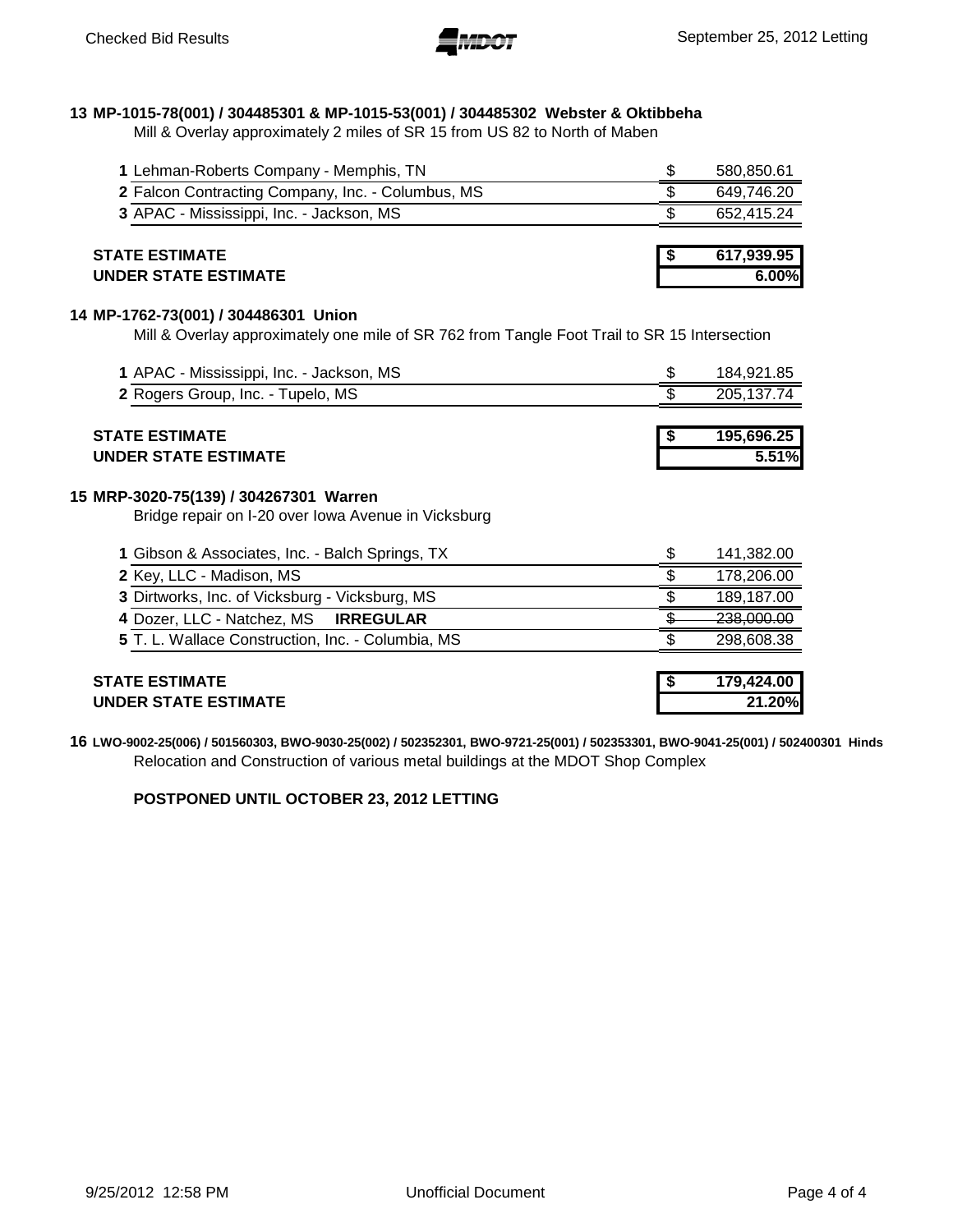**13 MP-1015-78(001) / 304485301 & MP-1015-53(001) / 304485302 Webster & Oktibbeha**

Mill & Overlay approximately 2 miles of SR 15 from US 82 to North of Maben

| | | | |
|---|---|---|---|
| 1 | Lehman-Roberts Company - Memphis, TN | $ | 580,850.61 |
| 2 | Falcon Contracting Company, Inc. - Columbus, MS | $ | 649,746.20 |
| 3 | APAC - Mississippi, Inc. - Jackson, MS | $ | 652,415.24 |

| | | |
|---|---|---|
| **STATE ESTIMATE** | **$** | **617,939.95** |
| **UNDER STATE ESTIMATE** | | **6.00%** |

**14 MP-1762-73(001) / 304486301 Union**

Mill & Overlay approximately one mile of SR 762 from Tangle Foot Trail to SR 15 Intersection

| | | | |
|---|---|---|---|
| 1 | APAC - Mississippi, Inc. - Jackson, MS | $ | 184,921.85 |
| 2 | Rogers Group, Inc. - Tupelo, MS | $ | 205,137.74 |

| | | |
|---|---|---|
| **STATE ESTIMATE** | **$** | **195,696.25** |
| **UNDER STATE ESTIMATE** | | **5.51%** |

**15 MRP-3020-75(139) / 304267301 Warren**

Bridge repair on I-20 over Iowa Avenue in Vicksburg

| | | | |
|---|---|---|---|
| 1 | Gibson & Associates, Inc. - Balch Springs, TX | $ | 141,382.00 |
| 2 | Key, LLC - Madison, MS | $ | 178,206.00 |
| 3 | Dirtworks, Inc. of Vicksburg - Vicksburg, MS | $ | 189,187.00 |
| 4 | Dozer, LLC - Natchez, MS **IRREGULAR** | ~~$~~ | ~~238,000.00~~ |
| 5 | T. L. Wallace Construction, Inc. - Columbia, MS | $ | 298,608.38 |

| | | |
|---|---|---|
| **STATE ESTIMATE** | **$** | **179,424.00** |
| **UNDER STATE ESTIMATE** | | **21.20%** |

**16 LWO-9002-25(006) / 501560303, BWO-9030-25(002) / 502352301, BWO-9721-25(001) / 502353301, BWO-9041-25(001) / 502400301 Hinds**

Relocation and Construction of various metal buildings at the MDOT Shop Complex

**POSTPONED UNTIL OCTOBER 23, 2012 LETTING**